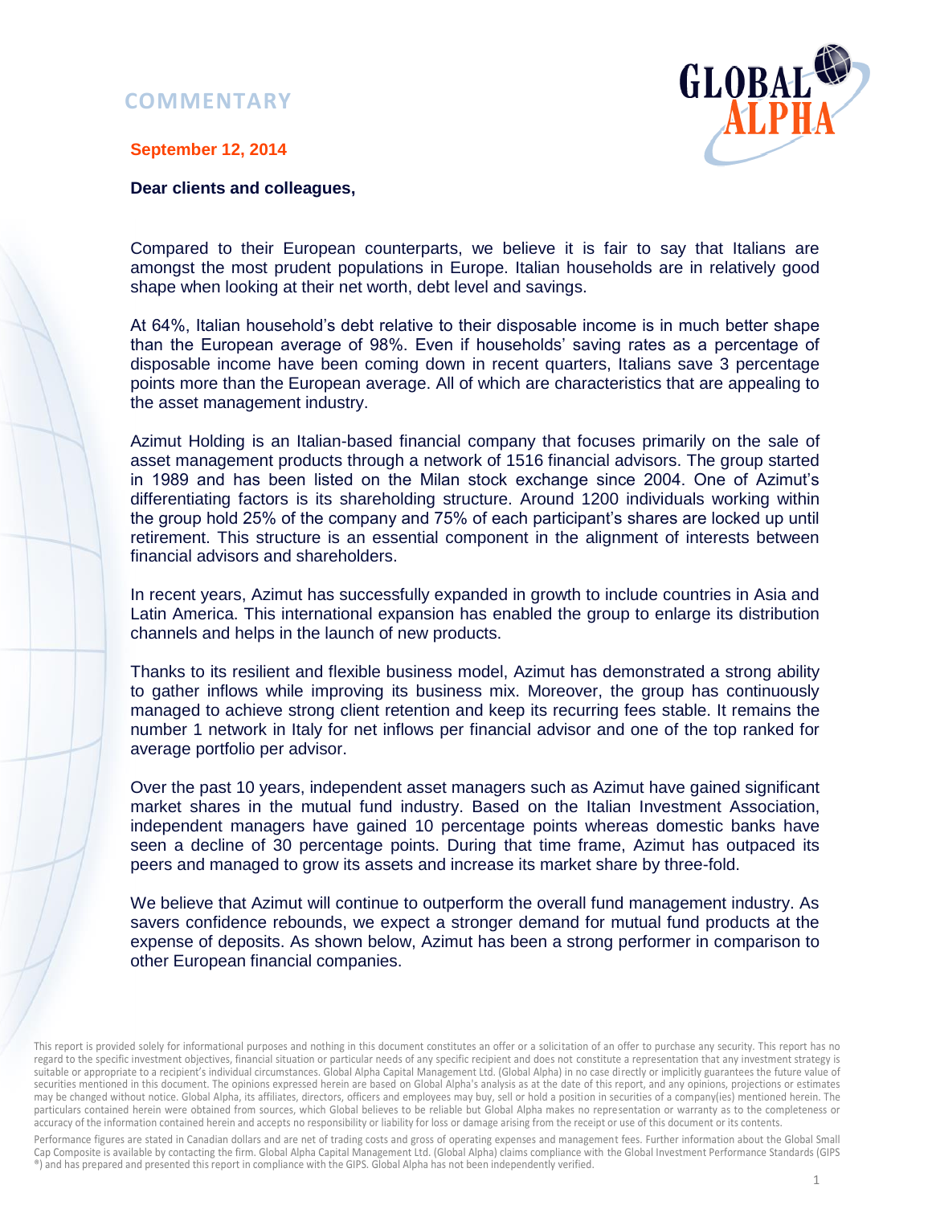# COMMENTARY

**September 12, 2014**

**Dear clients and colleagues,**

Compared to their European counterparts, we believe it is fair to say that Italians are amongst the most prudent populations in Europe. Italian households are in relatively good shape when looking at their net worth, debt level and savings.

At 64%, Italian household's debt relative to their disposable income is in much better shape than the European average of 98%. Even if households' saving rates as a percentage of disposable income have been coming down in recent quarters, Italians save 3 percentage points more than the European average. All of which are characteristics that are appealing to the asset management industry.

Azimut Holding is an Italian-based financial company that focuses primarily on the sale of asset management products through a network of 1516 financial advisors. The group started in 1989 and has been listed on the Milan stock exchange since 2004. One of Azimut's differentiating factors is its shareholding structure. Around 1200 individuals working within the group hold 25% of the company and 75% of each participant's shares are locked up until retirement. This structure is an essential component in the alignment of interests between financial advisors and shareholders.

In recent years, Azimut has successfully expanded in growth to include countries in Asia and Latin America. This international expansion has enabled the group to enlarge its distribution channels and helps in the launch of new products.

Thanks to its resilient and flexible business model, Azimut has demonstrated a strong ability to gather inflows while improving its business mix. Moreover, the group has continuously managed to achieve strong client retention and keep its recurring fees stable. It remains the number 1 network in Italy for net inflows per financial advisor and one of the top ranked for average portfolio per advisor.

Over the past 10 years, independent asset managers such as Azimut have gained significant market shares in the mutual fund industry. Based on the Italian Investment Association, independent managers have gained 10 percentage points whereas domestic banks have seen a decline of 30 percentage points. During that time frame, Azimut has outpaced its peers and managed to grow its assets and increase its market share by three-fold.

We believe that Azimut will continue to outperform the overall fund management industry. As savers confidence rebounds, we expect a stronger demand for mutual fund products at the expense of deposits. As shown below, Azimut has been a strong performer in comparison to other European financial companies.

This report is provided solely for informational purposes and nothing in this document constitutes an offer or a solicitation of an offer to purchase any security. This report has no regard to the specific investment objectives, financial situation or particular needs of any specific recipient and does not constitute a representation that any investment strategy is suitable or appropriate to a recipient's individual circumstances. Global Alpha Capital Management Ltd. (Global Alpha) in no case directly or implicitly guarantees the future value of securities mentioned in this document. The opinions expressed herein are based on Global Alpha's analysis as at the date of this report, and any opinions, projections or estimates may be changed without notice. Global Alpha, its affiliates, directors, officers and employees may buy, sell or hold a position in securities of a company(ies) mentioned herein. The particulars contained herein were obtained from sources, which Global believes to be reliable but Global Alpha makes no representation or warranty as to the completeness or accuracy of the information contained herein and accepts no responsibility or liability for loss or damage arising from the receipt or use of this document or its contents.

Performance figures are stated in Canadian dollars and are net of trading costs and gross of operating expenses and management fees. Further information about the Global Small Cap Composite is available by contacting the firm. Global Alpha Capital Management Ltd. (Global Alpha) claims compliance with the Global Investment Performance Standards (GIPS ®) and has prepared and presented this report in compliance with the GIPS. Global Alpha has not been independently verified.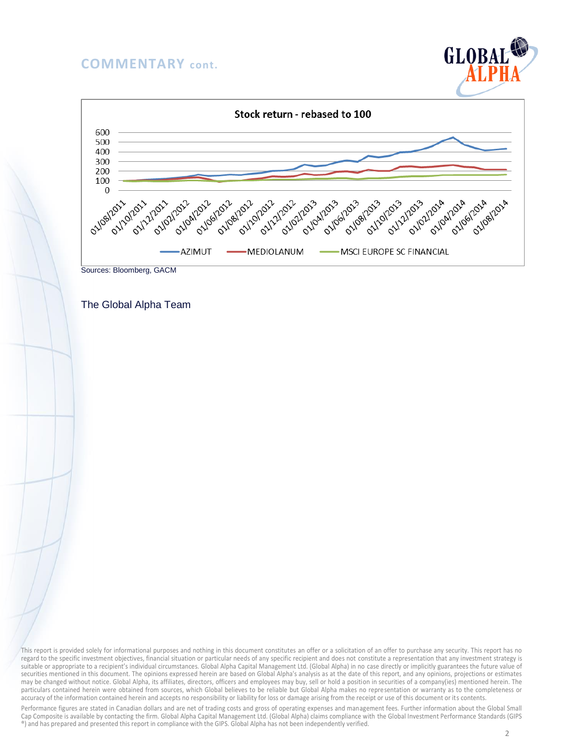## COMMENTARY cont.

Stock return - rebased to 100

600
500
400
300
200
100
0

01/08/2011 01/10/2011 01/12/2011 01/02/2012 01/04/2012 01/06/2012 01/08/2012 01/10/2012 01/12/2012 01/02/2013 01/04/2013 01/06/2013 01/08/2013 01/10/2013 01/12/2013 01/02/2014 01/04/2014 01/06/2014 01/08/2014

AZIMUT MEDIOLANUM MSCI EUROPE SC FINANCIAL

Sources: Bloomberg, GACM

The Global Alpha Team

This report is provided solely for informational purposes and nothing in this document constitutes an offer or a solicitation of an offer to purchase any security. This report has no regard to the specific investment objectives, financial situation or particular needs of any specific recipient and does not constitute a representation that any investment strategy is suitable or appropriate to a recipient's individual circumstances. Global Alpha Capital Management Ltd. (Global Alpha) in no case directly or implicitly guarantees the future value of securities mentioned in this document. The opinions expressed herein are based on Global Alpha's analysis as at the date of this report, and any opinions, projections or estimates may be changed without notice. Global Alpha, its affiliates, directors, officers and employees may buy, sell or hold a position in securities of a company(ies) mentioned herein. The particulars contained herein were obtained from sources, which Global believes to be reliable but Global Alpha makes no representation or warranty as to the completeness or accuracy of the information contained herein and accepts no responsibility or liability for loss or damage arising from the receipt or use of this document or its contents.

Performance figures are stated in Canadian dollars and are net of trading costs and gross of operating expenses and management fees. Further information about the Global Small Cap Composite is available by contacting the firm. Global Alpha Capital Management Ltd. (Global Alpha) claims compliance with the Global Investment Performance Standards (GIPS ®) and has prepared and presented this report in compliance with the GIPS. Global Alpha has not been independently verified.